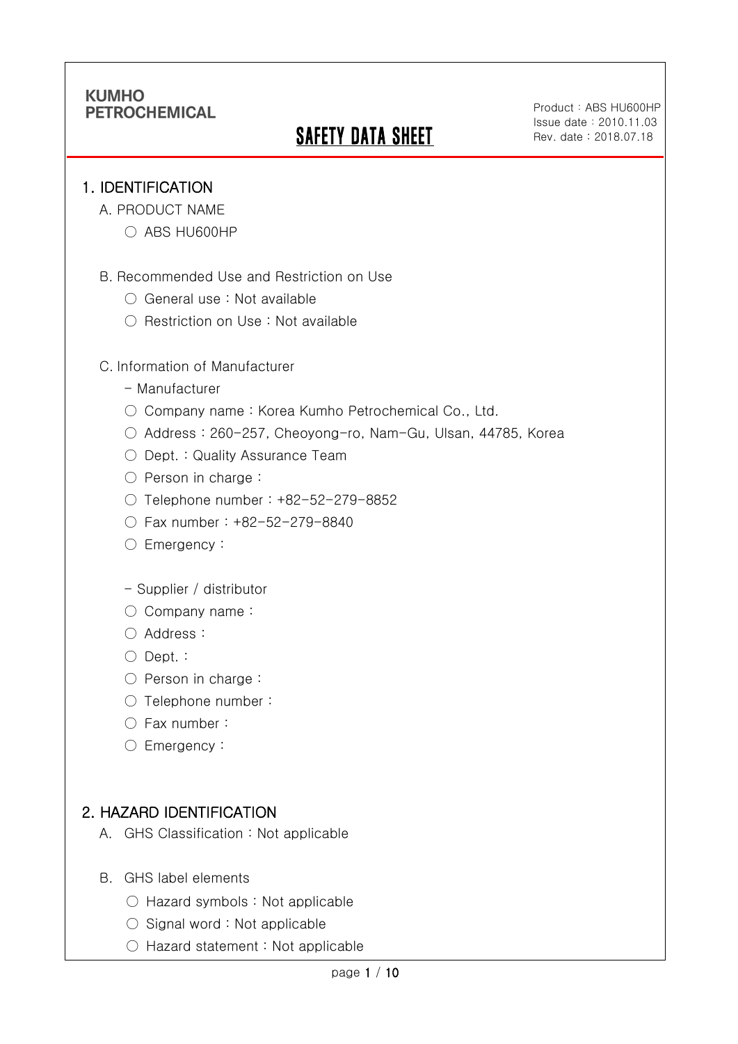KUMHO
PETROCHEMICAL

# SAFETY DATA SHEET

Product : ABS HU600HP
Issue date : 2010.11.03
Rev. date : 2018.07.18

## 1. IDENTIFICATION

A. PRODUCT NAME

○ ABS HU600HP

B. Recommended Use and Restriction on Use

○ General use : Not available

○ Restriction on Use : Not available

C. Information of Manufacturer

- Manufacturer

○ Company name : Korea Kumho Petrochemical Co., Ltd.

○ Address : 260-257, Cheoyong-ro, Nam-Gu, Ulsan, 44785, Korea

○ Dept. : Quality Assurance Team

○ Person in charge :

○ Telephone number : +82-52-279-8852

○ Fax number : +82-52-279-8840

○ Emergency :

- Supplier / distributor

○ Company name :

○ Address :

○ Dept. :

○ Person in charge :

○ Telephone number :

○ Fax number :

○ Emergency :

## 2. HAZARD IDENTIFICATION

A. GHS Classification : Not applicable

B. GHS label elements

○ Hazard symbols : Not applicable

○ Signal word : Not applicable

○ Hazard statement : Not applicable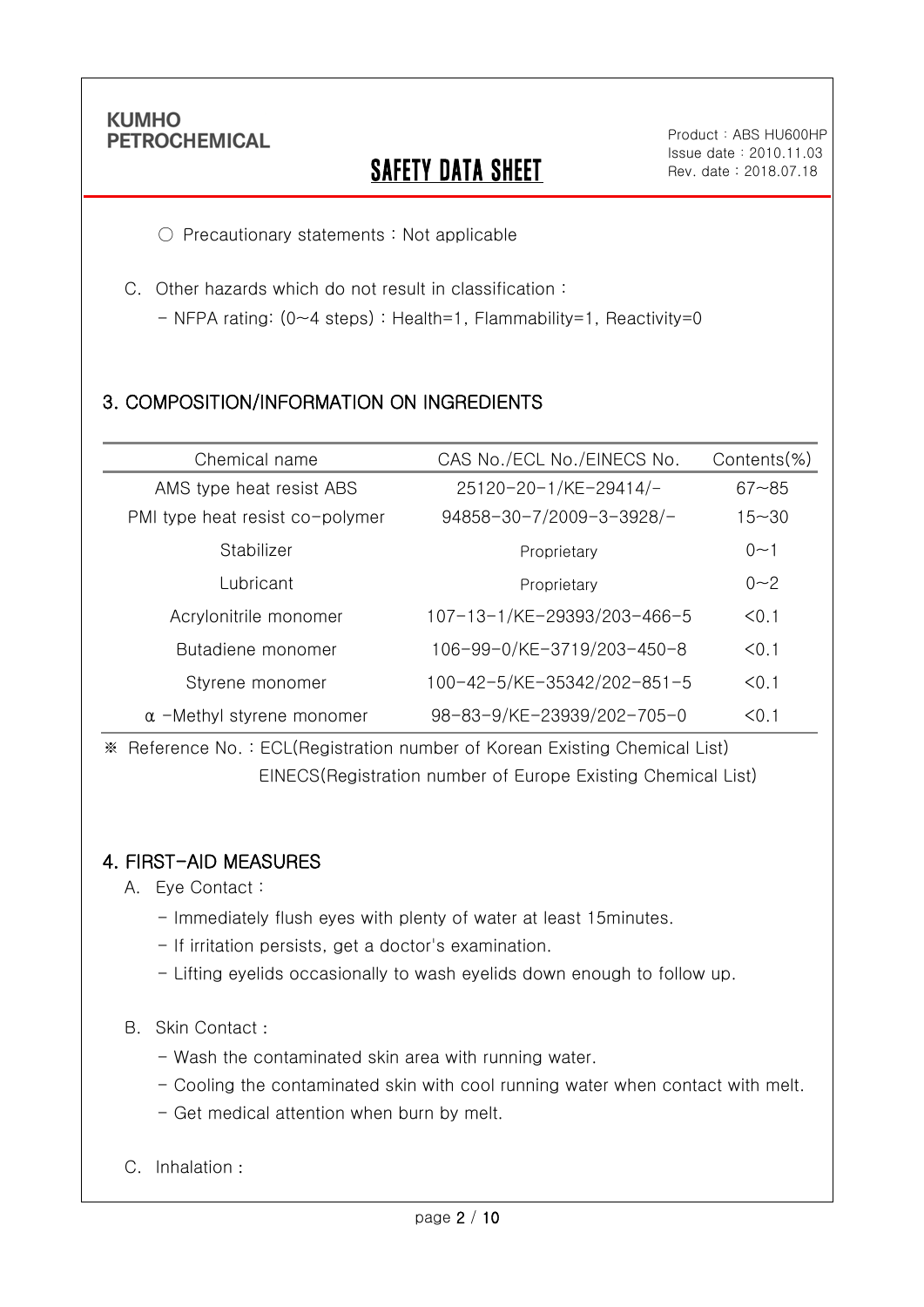○ Precautionary statements : Not applicable

C. Other hazards which do not result in classification :

- NFPA rating: (0~4 steps) : Health=1, Flammability=1, Reactivity=0

## 3. COMPOSITION/INFORMATION ON INGREDIENTS

| Chemical name | CAS No./ECL No./EINECS No. | Contents(%) |
|---|---|---|
| AMS type heat resist ABS | 25120-20-1/KE-29414/- | 67~85 |
| PMI type heat resist co-polymer | 94858-30-7/2009-3-3928/- | 15~30 |
| Stabilizer | Proprietary | 0~1 |
| Lubricant | Proprietary | 0~2 |
| Acrylonitrile monomer | 107-13-1/KE-29393/203-466-5 | <0.1 |
| Butadiene monomer | 106-99-0/KE-3719/203-450-8 | <0.1 |
| Styrene monomer | 100-42-5/KE-35342/202-851-5 | <0.1 |
| α -Methyl styrene monomer | 98-83-9/KE-23939/202-705-0 | <0.1 |

※ Reference No. : ECL(Registration number of Korean Existing Chemical List)
EINECS(Registration number of Europe Existing Chemical List)

## 4. FIRST-AID MEASURES

A. Eye Contact :

- Immediately flush eyes with plenty of water at least 15minutes.
- If irritation persists, get a doctor's examination.
- Lifting eyelids occasionally to wash eyelids down enough to follow up.

B. Skin Contact :

- Wash the contaminated skin area with running water.
- Cooling the contaminated skin with cool running water when contact with melt.
- Get medical attention when burn by melt.

C. Inhalation :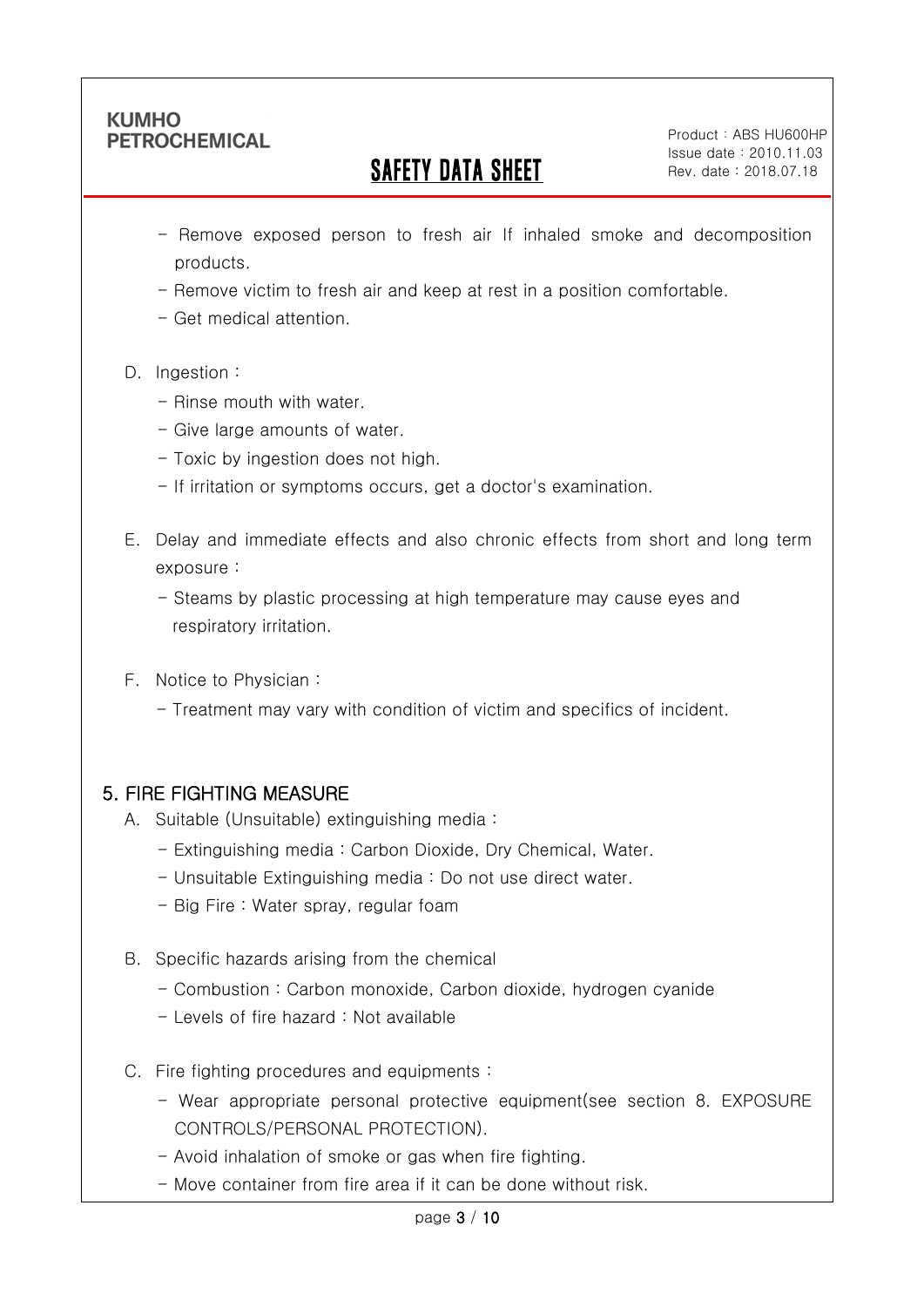- Remove exposed person to fresh air If inhaled smoke and decomposition products.
- Remove victim to fresh air and keep at rest in a position comfortable.
- Get medical attention.

D. Ingestion :

- Rinse mouth with water.
- Give large amounts of water.
- Toxic by ingestion does not high.
- If irritation or symptoms occurs, get a doctor's examination.

E. Delay and immediate effects and also chronic effects from short and long term exposure :

- Steams by plastic processing at high temperature may cause eyes and respiratory irritation.

F. Notice to Physician :

- Treatment may vary with condition of victim and specifics of incident.

## 5. FIRE FIGHTING MEASURE

A. Suitable (Unsuitable) extinguishing media :

- Extinguishing media : Carbon Dioxide, Dry Chemical, Water.
- Unsuitable Extinguishing media : Do not use direct water.
- Big Fire : Water spray, regular foam

B. Specific hazards arising from the chemical

- Combustion : Carbon monoxide, Carbon dioxide, hydrogen cyanide
- Levels of fire hazard : Not available

C. Fire fighting procedures and equipments :

- Wear appropriate personal protective equipment(see section 8. EXPOSURE CONTROLS/PERSONAL PROTECTION).
- Avoid inhalation of smoke or gas when fire fighting.
- Move container from fire area if it can be done without risk.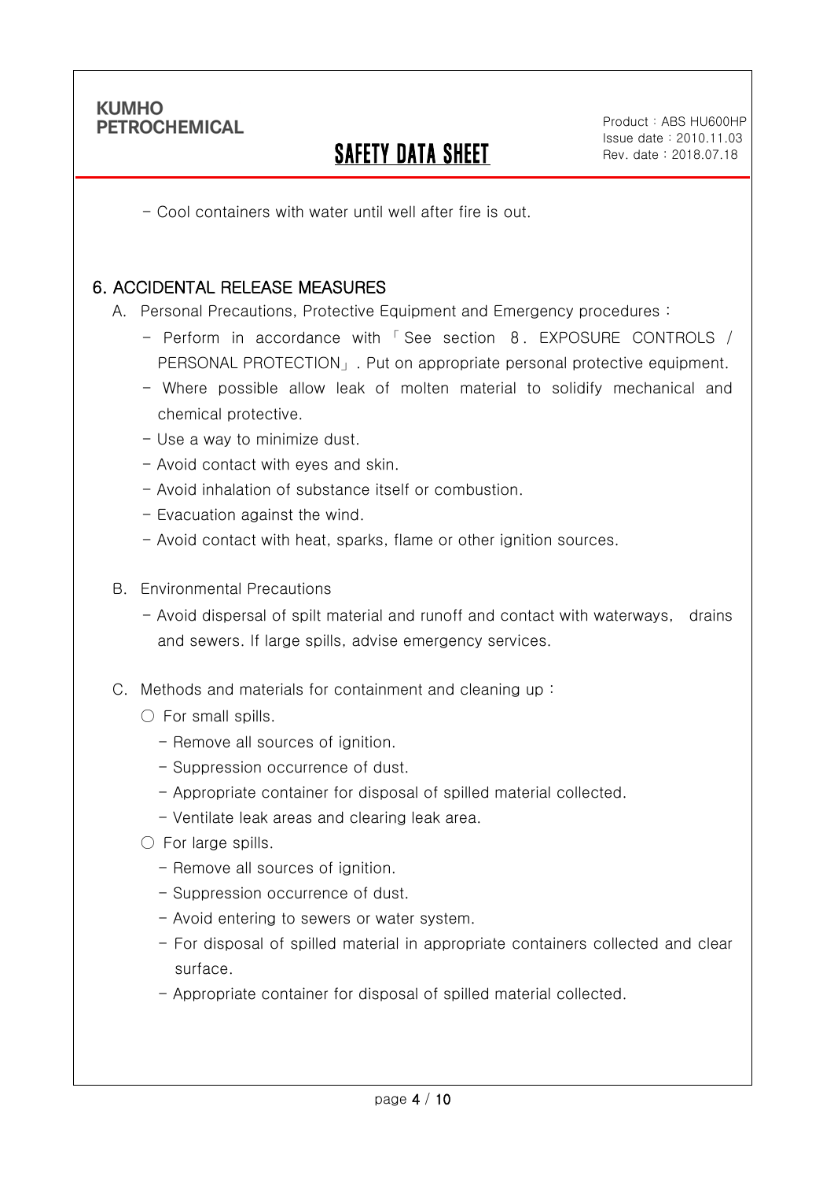- Cool containers with water until well after fire is out.

## 6. ACCIDENTAL RELEASE MEASURES

A. Personal Precautions, Protective Equipment and Emergency procedures :

- Perform in accordance with 「See section 8. EXPOSURE CONTROLS / PERSONAL PROTECTION」. Put on appropriate personal protective equipment.
- Where possible allow leak of molten material to solidify mechanical and chemical protective.
- Use a way to minimize dust.
- Avoid contact with eyes and skin.
- Avoid inhalation of substance itself or combustion.
- Evacuation against the wind.
- Avoid contact with heat, sparks, flame or other ignition sources.

B. Environmental Precautions

- Avoid dispersal of spilt material and runoff and contact with waterways, drains and sewers. If large spills, advise emergency services.

C. Methods and materials for containment and cleaning up :

○ For small spills.

- Remove all sources of ignition.
- Suppression occurrence of dust.
- Appropriate container for disposal of spilled material collected.
- Ventilate leak areas and clearing leak area.

○ For large spills.

- Remove all sources of ignition.
- Suppression occurrence of dust.
- Avoid entering to sewers or water system.
- For disposal of spilled material in appropriate containers collected and clear surface.
- Appropriate container for disposal of spilled material collected.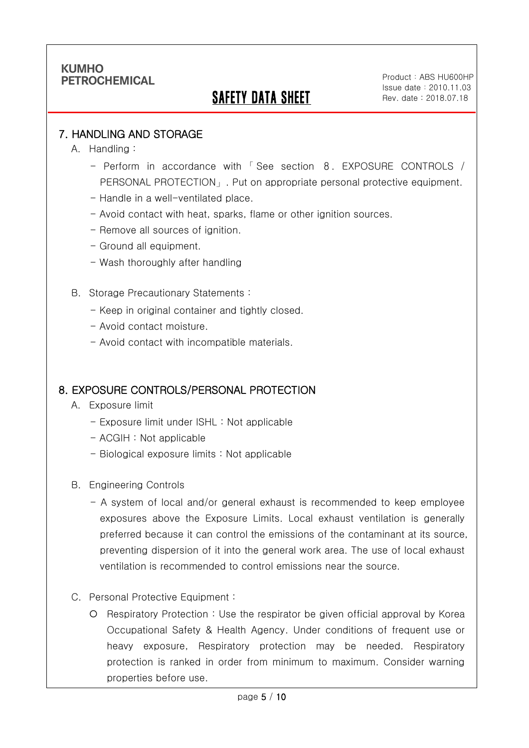## 7. HANDLING AND STORAGE

A. Handling :

- Perform in accordance with「See section 8. EXPOSURE CONTROLS / PERSONAL PROTECTION」. Put on appropriate personal protective equipment.
- Handle in a well-ventilated place.
- Avoid contact with heat, sparks, flame or other ignition sources.
- Remove all sources of ignition.
- Ground all equipment.
- Wash thoroughly after handling

B. Storage Precautionary Statements :

- Keep in original container and tightly closed.
- Avoid contact moisture.
- Avoid contact with incompatible materials.

## 8. EXPOSURE CONTROLS/PERSONAL PROTECTION

A. Exposure limit

- Exposure limit under ISHL : Not applicable
- ACGIH : Not applicable
- Biological exposure limits : Not applicable

B. Engineering Controls

- A system of local and/or general exhaust is recommended to keep employee exposures above the Exposure Limits. Local exhaust ventilation is generally preferred because it can control the emissions of the contaminant at its source, preventing dispersion of it into the general work area. The use of local exhaust ventilation is recommended to control emissions near the source.

C. Personal Protective Equipment :

○ Respiratory Protection : Use the respirator be given official approval by Korea Occupational Safety & Health Agency. Under conditions of frequent use or heavy exposure, Respiratory protection may be needed. Respiratory protection is ranked in order from minimum to maximum. Consider warning properties before use.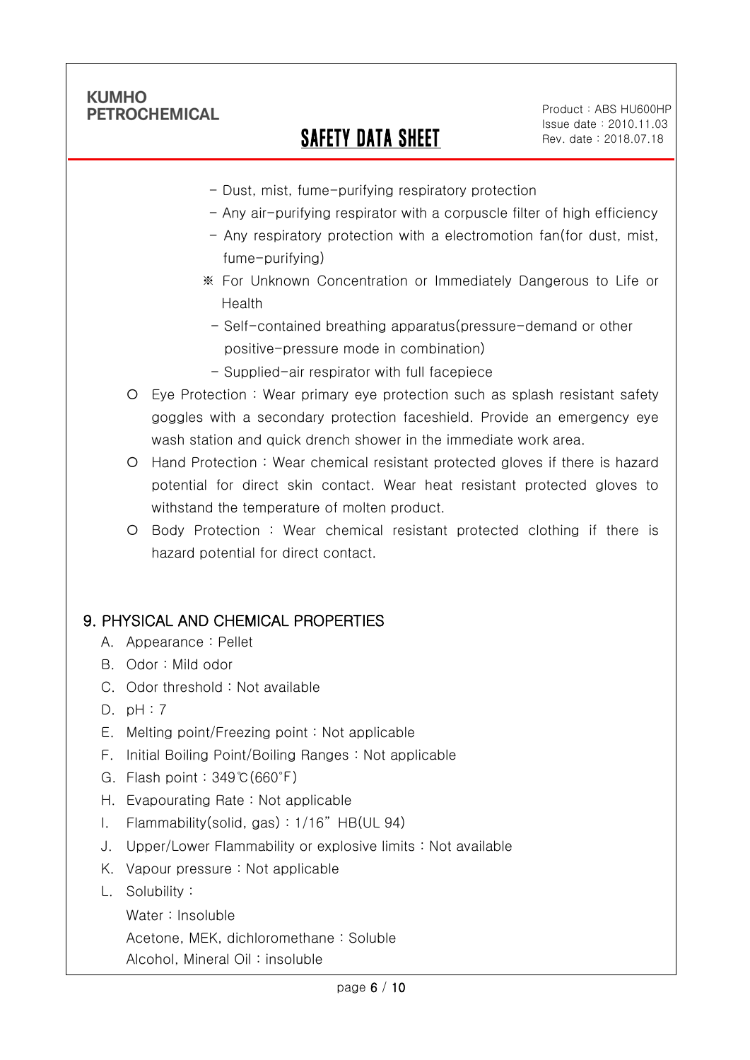- Dust, mist, fume-purifying respiratory protection
- Any air-purifying respirator with a corpuscle filter of high efficiency
- Any respiratory protection with a electromotion fan(for dust, mist, fume-purifying)

※ For Unknown Concentration or Immediately Dangerous to Life or Health

- Self-contained breathing apparatus(pressure-demand or other positive-pressure mode in combination)
- Supplied-air respirator with full facepiece

○ Eye Protection : Wear primary eye protection such as splash resistant safety goggles with a secondary protection faceshield. Provide an emergency eye wash station and quick drench shower in the immediate work area.

○ Hand Protection : Wear chemical resistant protected gloves if there is hazard potential for direct skin contact. Wear heat resistant protected gloves to withstand the temperature of molten product.

○ Body Protection : Wear chemical resistant protected clothing if there is hazard potential for direct contact.

## 9. PHYSICAL AND CHEMICAL PROPERTIES

A. Appearance : Pellet
B. Odor : Mild odor
C. Odor threshold : Not available
D. pH : 7
E. Melting point/Freezing point : Not applicable
F. Initial Boiling Point/Boiling Ranges : Not applicable
G. Flash point : 349℃(660˚F)
H. Evapourating Rate : Not applicable
I. Flammability(solid, gas) : 1/16" HB(UL 94)
J. Upper/Lower Flammability or explosive limits : Not available
K. Vapour pressure : Not applicable
L. Solubility :
   Water : Insoluble
   Acetone, MEK, dichloromethane : Soluble
   Alcohol, Mineral Oil : insoluble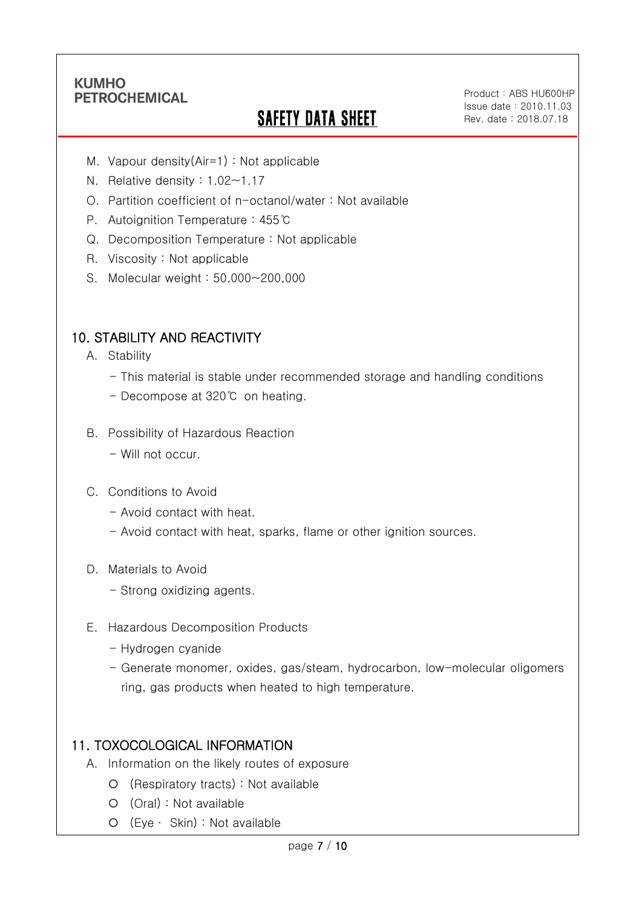M. Vapour density(Air=1) : Not applicable

N. Relative density : 1.02~1.17

O. Partition coefficient of n-octanol/water : Not available

P. Autoignition Temperature : 455℃

Q. Decomposition Temperature : Not applicable

R. Viscosity : Not applicable

S. Molecular weight : 50,000~200,000

## 10. STABILITY AND REACTIVITY

A. Stability

- This material is stable under recommended storage and handling conditions
- Decompose at 320℃ on heating.

B. Possibility of Hazardous Reaction

- Will not occur.

C. Conditions to Avoid

- Avoid contact with heat.
- Avoid contact with heat, sparks, flame or other ignition sources.

D. Materials to Avoid

- Strong oxidizing agents.

E. Hazardous Decomposition Products

- Hydrogen cyanide
- Generate monomer, oxides, gas/steam, hydrocarbon, low-molecular oligomers ring, gas products when heated to high temperature.

## 11. TOXOCOLOGICAL INFORMATION

A. Information on the likely routes of exposure

- (Respiratory tracts) : Not available
- (Oral) : Not available
- (Eye · Skin) : Not available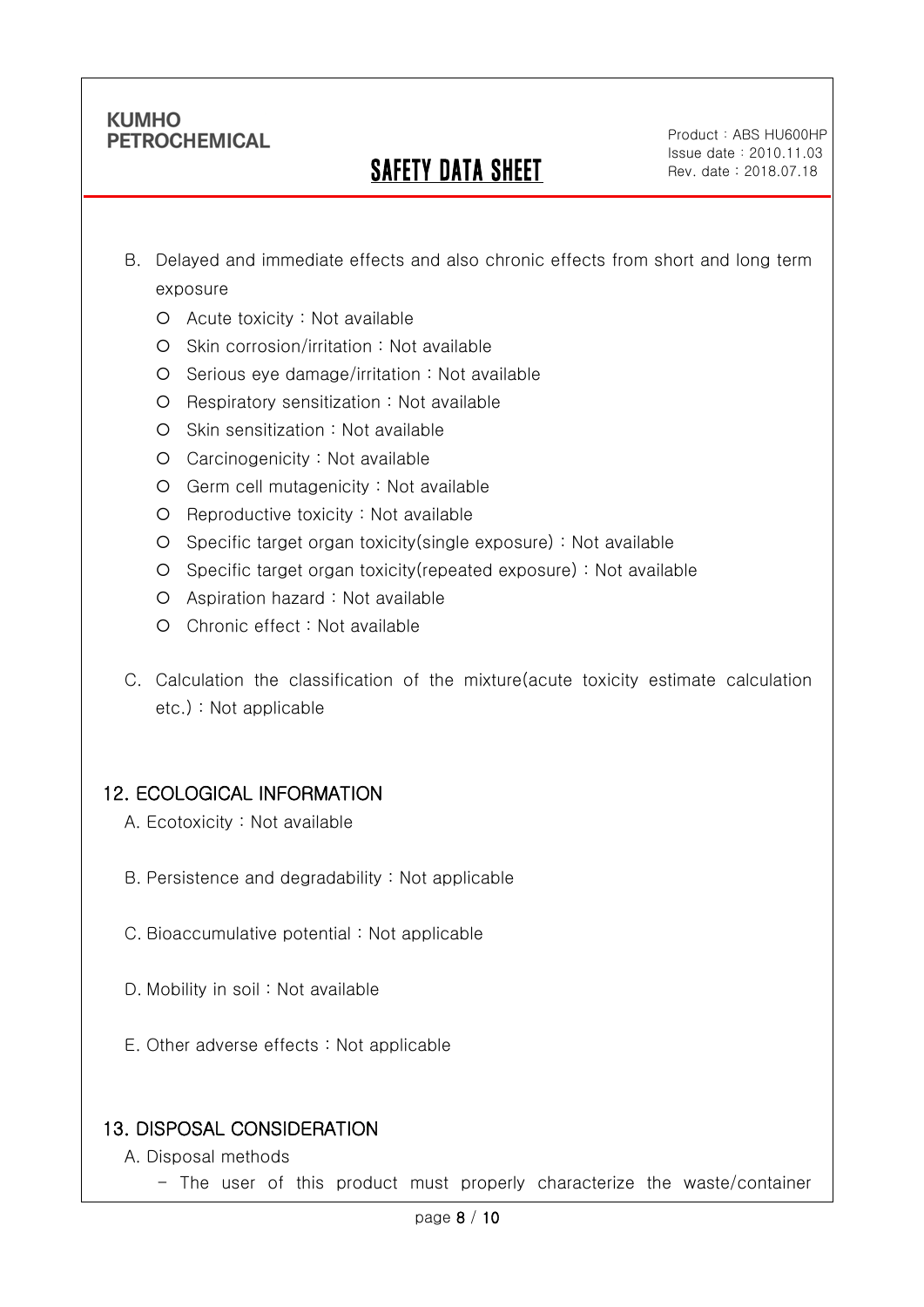B. Delayed and immediate effects and also chronic effects from short and long term exposure

- Acute toxicity : Not available
- Skin corrosion/irritation : Not available
- Serious eye damage/irritation : Not available
- Respiratory sensitization : Not available
- Skin sensitization : Not available
- Carcinogenicity : Not available
- Germ cell mutagenicity : Not available
- Reproductive toxicity : Not available
- Specific target organ toxicity(single exposure) : Not available
- Specific target organ toxicity(repeated exposure) : Not available
- Aspiration hazard : Not available
- Chronic effect : Not available

C. Calculation the classification of the mixture(acute toxicity estimate calculation etc.) : Not applicable

## 12. ECOLOGICAL INFORMATION

A. Ecotoxicity : Not available

B. Persistence and degradability : Not applicable

C. Bioaccumulative potential : Not applicable

D. Mobility in soil : Not available

E. Other adverse effects : Not applicable

## 13. DISPOSAL CONSIDERATION

A. Disposal methods

- The user of this product must properly characterize the waste/container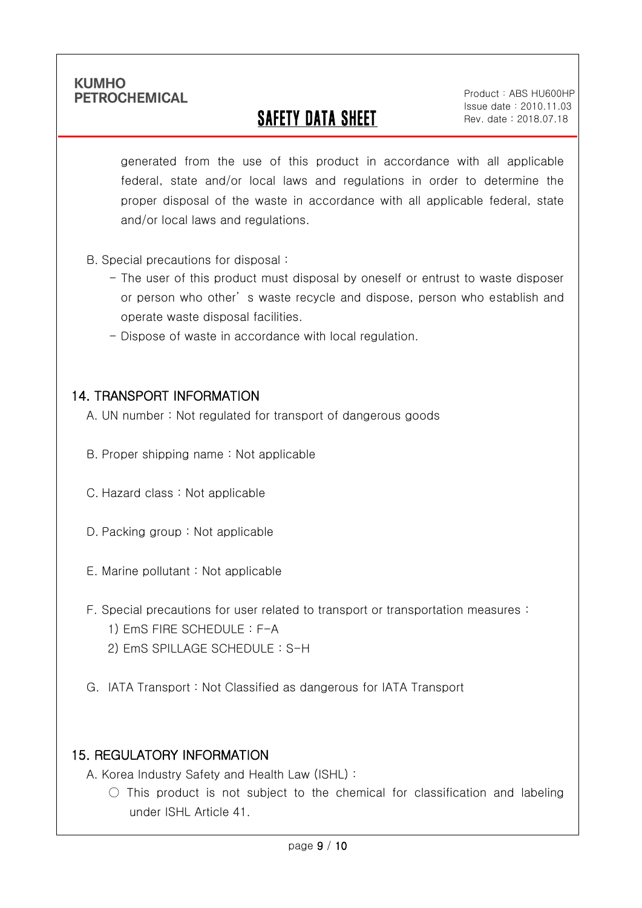generated from the use of this product in accordance with all applicable federal, state and/or local laws and regulations in order to determine the proper disposal of the waste in accordance with all applicable federal, state and/or local laws and regulations.

B. Special precautions for disposal :

- The user of this product must disposal by oneself or entrust to waste disposer or person who other' s waste recycle and dispose, person who establish and operate waste disposal facilities.
- Dispose of waste in accordance with local regulation.

## 14. TRANSPORT INFORMATION

A. UN number : Not regulated for transport of dangerous goods

B. Proper shipping name : Not applicable

C. Hazard class : Not applicable

D. Packing group : Not applicable

E. Marine pollutant : Not applicable

F. Special precautions for user related to transport or transportation measures :

1) EmS FIRE SCHEDULE : F-A
2) EmS SPILLAGE SCHEDULE : S-H

G. IATA Transport : Not Classified as dangerous for IATA Transport

## 15. REGULATORY INFORMATION

A. Korea Industry Safety and Health Law (ISHL) :

○ This product is not subject to the chemical for classification and labeling under ISHL Article 41.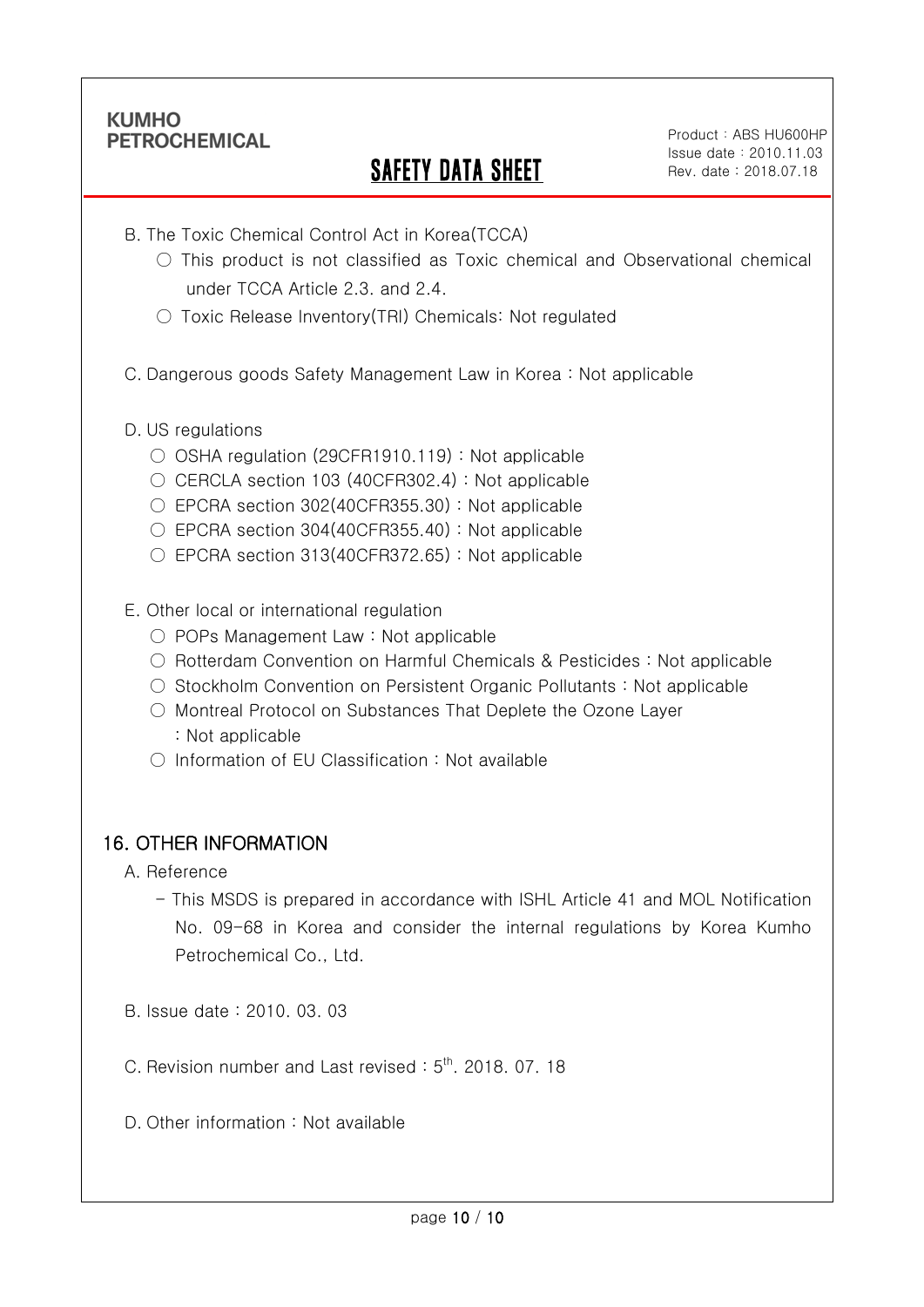B. The Toxic Chemical Control Act in Korea(TCCA)

- ○ This product is not classified as Toxic chemical and Observational chemical under TCCA Article 2.3. and 2.4.
- ○ Toxic Release Inventory(TRI) Chemicals: Not regulated

C. Dangerous goods Safety Management Law in Korea : Not applicable

D. US regulations

- ○ OSHA regulation (29CFR1910.119) : Not applicable
- ○ CERCLA section 103 (40CFR302.4) : Not applicable
- ○ EPCRA section 302(40CFR355.30) : Not applicable
- ○ EPCRA section 304(40CFR355.40) : Not applicable
- ○ EPCRA section 313(40CFR372.65) : Not applicable

E. Other local or international regulation

- ○ POPs Management Law : Not applicable
- ○ Rotterdam Convention on Harmful Chemicals & Pesticides : Not applicable
- ○ Stockholm Convention on Persistent Organic Pollutants : Not applicable
- ○ Montreal Protocol on Substances That Deplete the Ozone Layer : Not applicable
- ○ Information of EU Classification : Not available

## 16. OTHER INFORMATION

A. Reference

- This MSDS is prepared in accordance with ISHL Article 41 and MOL Notification No. 09-68 in Korea and consider the internal regulations by Korea Kumho Petrochemical Co., Ltd.

B. Issue date : 2010. 03. 03

C. Revision number and Last revised : $5^{th}$. 2018. 07. 18

D. Other information : Not available